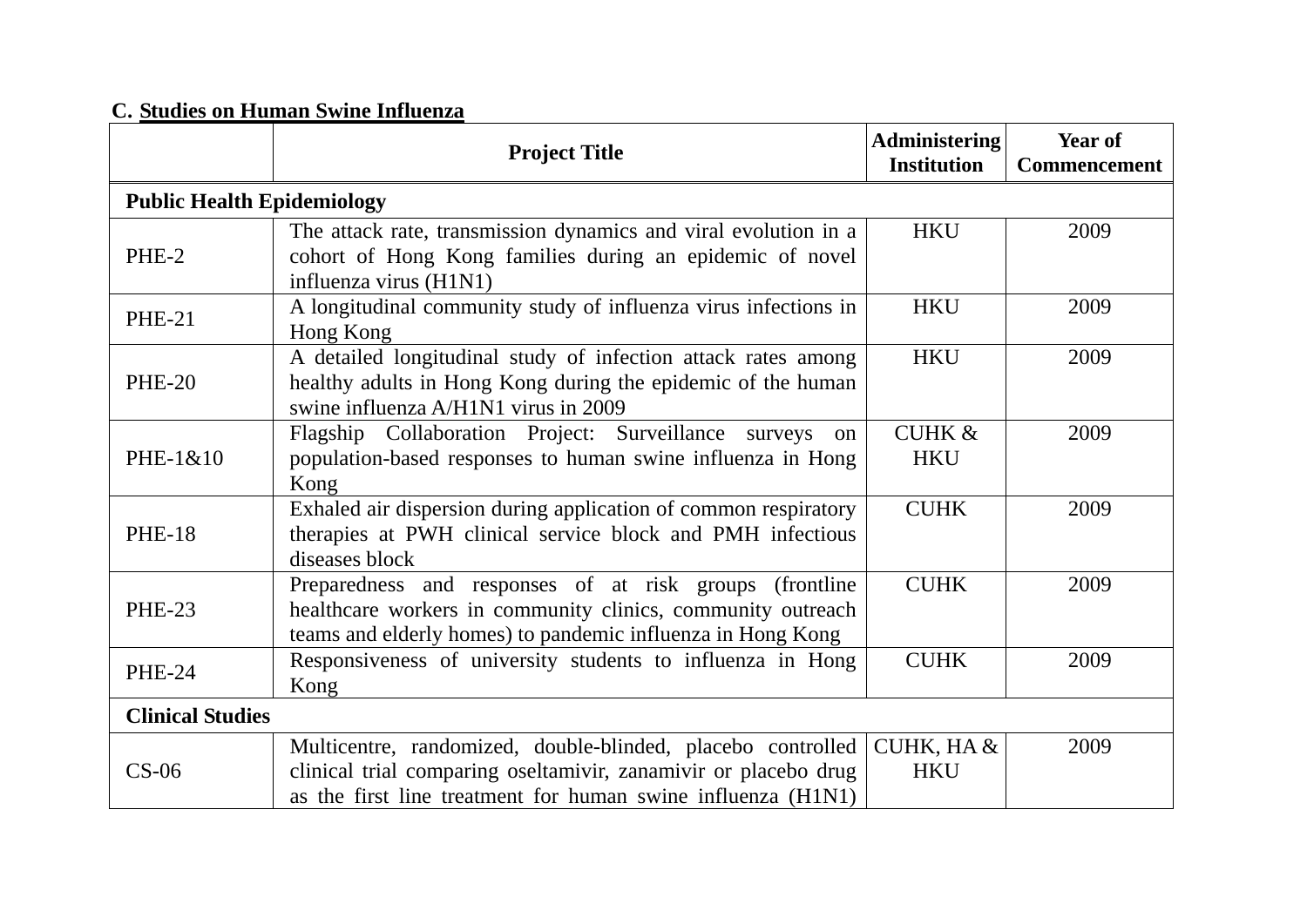**C. Studies on Human Swine Influenza**

| | Project Title | Administering Institution | Year of Commencement |
|---|---|---|---|
| **Public Health Epidemiology** | | | |
| PHE-2 | The attack rate, transmission dynamics and viral evolution in a cohort of Hong Kong families during an epidemic of novel influenza virus (H1N1) | HKU | 2009 |
| PHE-21 | A longitudinal community study of influenza virus infections in Hong Kong | HKU | 2009 |
| PHE-20 | A detailed longitudinal study of infection attack rates among healthy adults in Hong Kong during the epidemic of the human swine influenza A/H1N1 virus in 2009 | HKU | 2009 |
| PHE-1&10 | Flagship Collaboration Project: Surveillance surveys on population-based responses to human swine influenza in Hong Kong | CUHK & HKU | 2009 |
| PHE-18 | Exhaled air dispersion during application of common respiratory therapies at PWH clinical service block and PMH infectious diseases block | CUHK | 2009 |
| PHE-23 | Preparedness and responses of at risk groups (frontline healthcare workers in community clinics, community outreach teams and elderly homes) to pandemic influenza in Hong Kong | CUHK | 2009 |
| PHE-24 | Responsiveness of university students to influenza in Hong Kong | CUHK | 2009 |
| **Clinical Studies** | | | |
| CS-06 | Multicentre, randomized, double-blinded, placebo controlled clinical trial comparing oseltamivir, zanamivir or placebo drug as the first line treatment for human swine influenza (H1N1) | CUHK, HA & HKU | 2009 |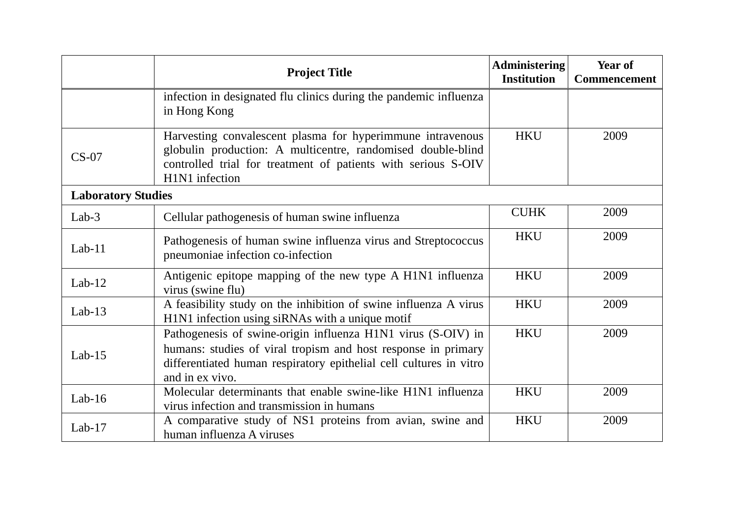| | Project Title | Administering Institution | Year of Commencement |
|---|---|---|---|
| | infection in designated flu clinics during the pandemic influenza in Hong Kong | | |
| CS-07 | Harvesting convalescent plasma for hyperimmune intravenous globulin production: A multicentre, randomised double-blind controlled trial for treatment of patients with serious S-OIV H1N1 infection | HKU | 2009 |
| **Laboratory Studies** | | | |
| Lab-3 | Cellular pathogenesis of human swine influenza | CUHK | 2009 |
| Lab-11 | Pathogenesis of human swine influenza virus and Streptococcus pneumoniae infection co-infection | HKU | 2009 |
| Lab-12 | Antigenic epitope mapping of the new type A H1N1 influenza virus (swine flu) | HKU | 2009 |
| Lab-13 | A feasibility study on the inhibition of swine influenza A virus H1N1 infection using siRNAs with a unique motif | HKU | 2009 |
| Lab-15 | Pathogenesis of swine-origin influenza H1N1 virus (S-OIV) in humans: studies of viral tropism and host response in primary differentiated human respiratory epithelial cell cultures in vitro and in ex vivo. | HKU | 2009 |
| Lab-16 | Molecular determinants that enable swine-like H1N1 influenza virus infection and transmission in humans | HKU | 2009 |
| Lab-17 | A comparative study of NS1 proteins from avian, swine and human influenza A viruses | HKU | 2009 |